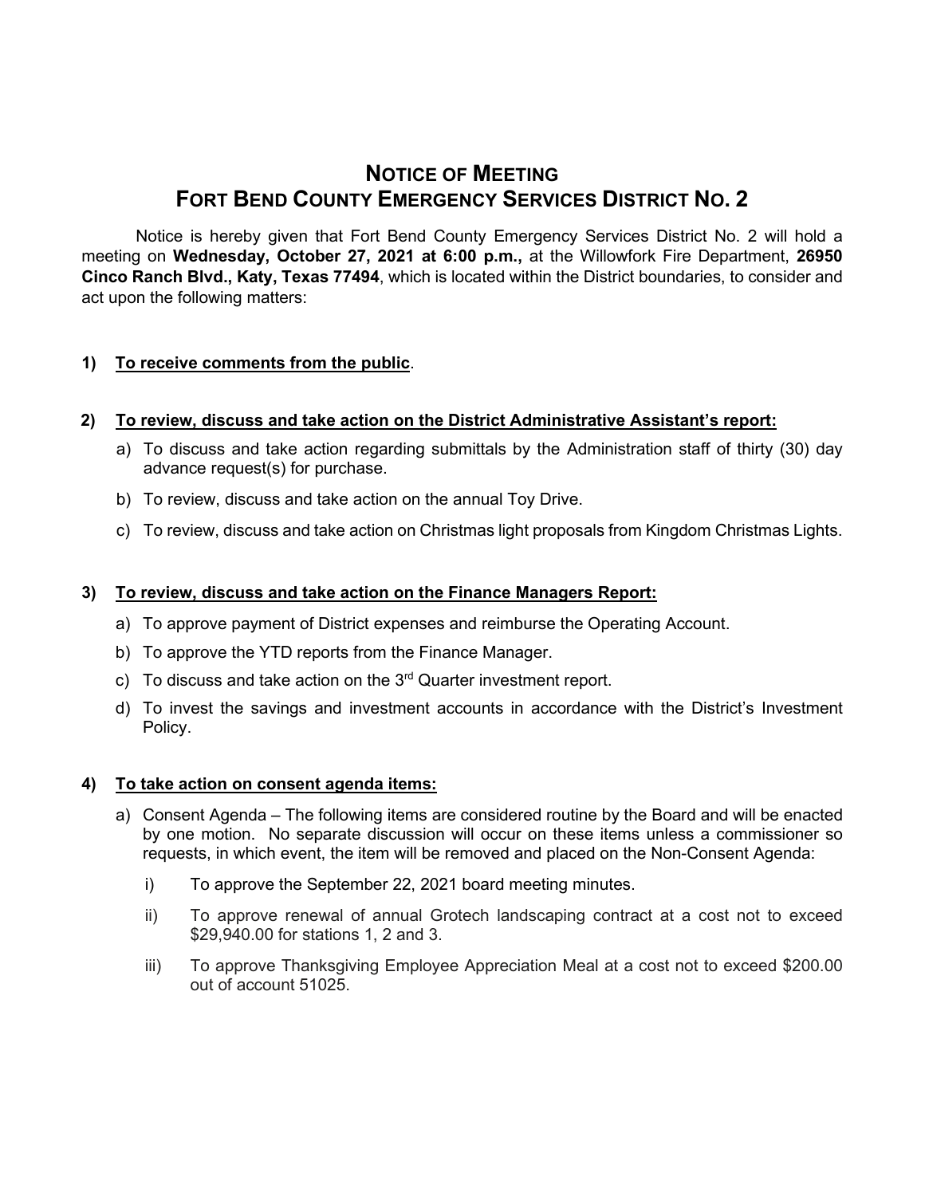# NOTICE OF MEETING
# FORT BEND COUNTY EMERGENCY SERVICES DISTRICT NO. 2

Notice is hereby given that Fort Bend County Emergency Services District No. 2 will hold a meeting on **Wednesday, October 27, 2021 at 6:00 p.m.,** at the Willowfork Fire Department, **26950 Cinco Ranch Blvd., Katy, Texas 77494**, which is located within the District boundaries, to consider and act upon the following matters:

**1) <u>To receive comments from the public</u>.**

**2) <u>To review, discuss and take action on the District Administrative Assistant's report:</u>**

a) To discuss and take action regarding submittals by the Administration staff of thirty (30) day advance request(s) for purchase.

b) To review, discuss and take action on the annual Toy Drive.

c) To review, discuss and take action on Christmas light proposals from Kingdom Christmas Lights.

**3) <u>To review, discuss and take action on the Finance Managers Report:</u>**

a) To approve payment of District expenses and reimburse the Operating Account.

b) To approve the YTD reports from the Finance Manager.

c) To discuss and take action on the 3rd Quarter investment report.

d) To invest the savings and investment accounts in accordance with the District's Investment Policy.

**4) <u>To take action on consent agenda items:</u>**

a) Consent Agenda – The following items are considered routine by the Board and will be enacted by one motion. No separate discussion will occur on these items unless a commissioner so requests, in which event, the item will be removed and placed on the Non-Consent Agenda:

i) To approve the September 22, 2021 board meeting minutes.

ii) To approve renewal of annual Grotech landscaping contract at a cost not to exceed $29,940.00 for stations 1, 2 and 3.

iii) To approve Thanksgiving Employee Appreciation Meal at a cost not to exceed $200.00 out of account 51025.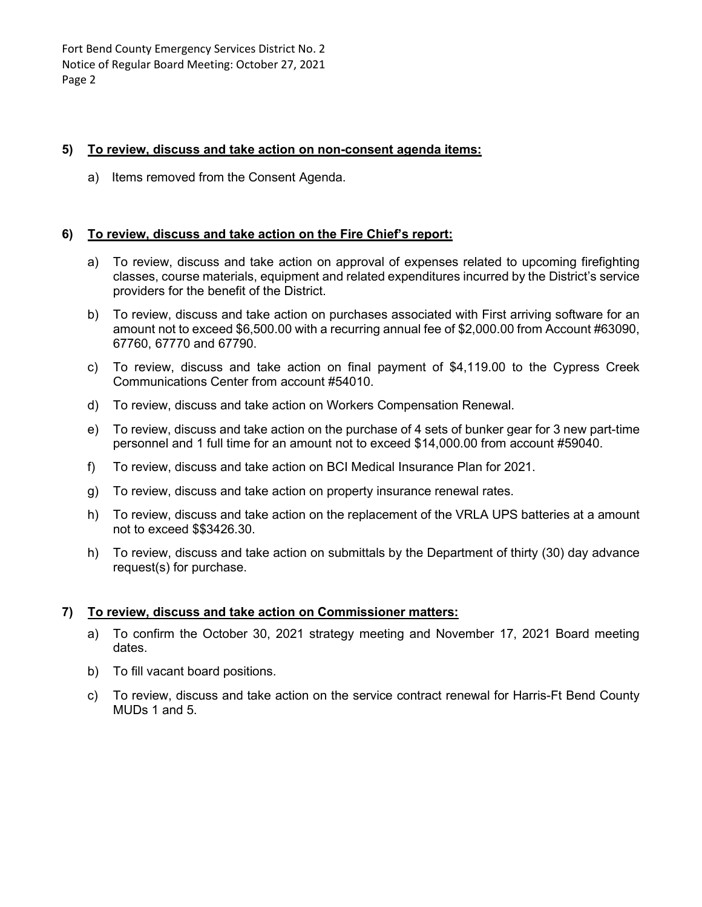**5) To review, discuss and take action on non-consent agenda items:**

a) Items removed from the Consent Agenda.

**6) To review, discuss and take action on the Fire Chief's report:**

a) To review, discuss and take action on approval of expenses related to upcoming firefighting classes, course materials, equipment and related expenditures incurred by the District's service providers for the benefit of the District.

b) To review, discuss and take action on purchases associated with First arriving software for an amount not to exceed $6,500.00 with a recurring annual fee of $2,000.00 from Account #63090, 67760, 67770 and 67790.

c) To review, discuss and take action on final payment of $4,119.00 to the Cypress Creek Communications Center from account #54010.

d) To review, discuss and take action on Workers Compensation Renewal.

e) To review, discuss and take action on the purchase of 4 sets of bunker gear for 3 new part-time personnel and 1 full time for an amount not to exceed $14,000.00 from account #59040.

f) To review, discuss and take action on BCI Medical Insurance Plan for 2021.

g) To review, discuss and take action on property insurance renewal rates.

h) To review, discuss and take action on the replacement of the VRLA UPS batteries at a amount not to exceed $$3426.30.

h) To review, discuss and take action on submittals by the Department of thirty (30) day advance request(s) for purchase.

**7) To review, discuss and take action on Commissioner matters:**

a) To confirm the October 30, 2021 strategy meeting and November 17, 2021 Board meeting dates.

b) To fill vacant board positions.

c) To review, discuss and take action on the service contract renewal for Harris-Ft Bend County MUDs 1 and 5.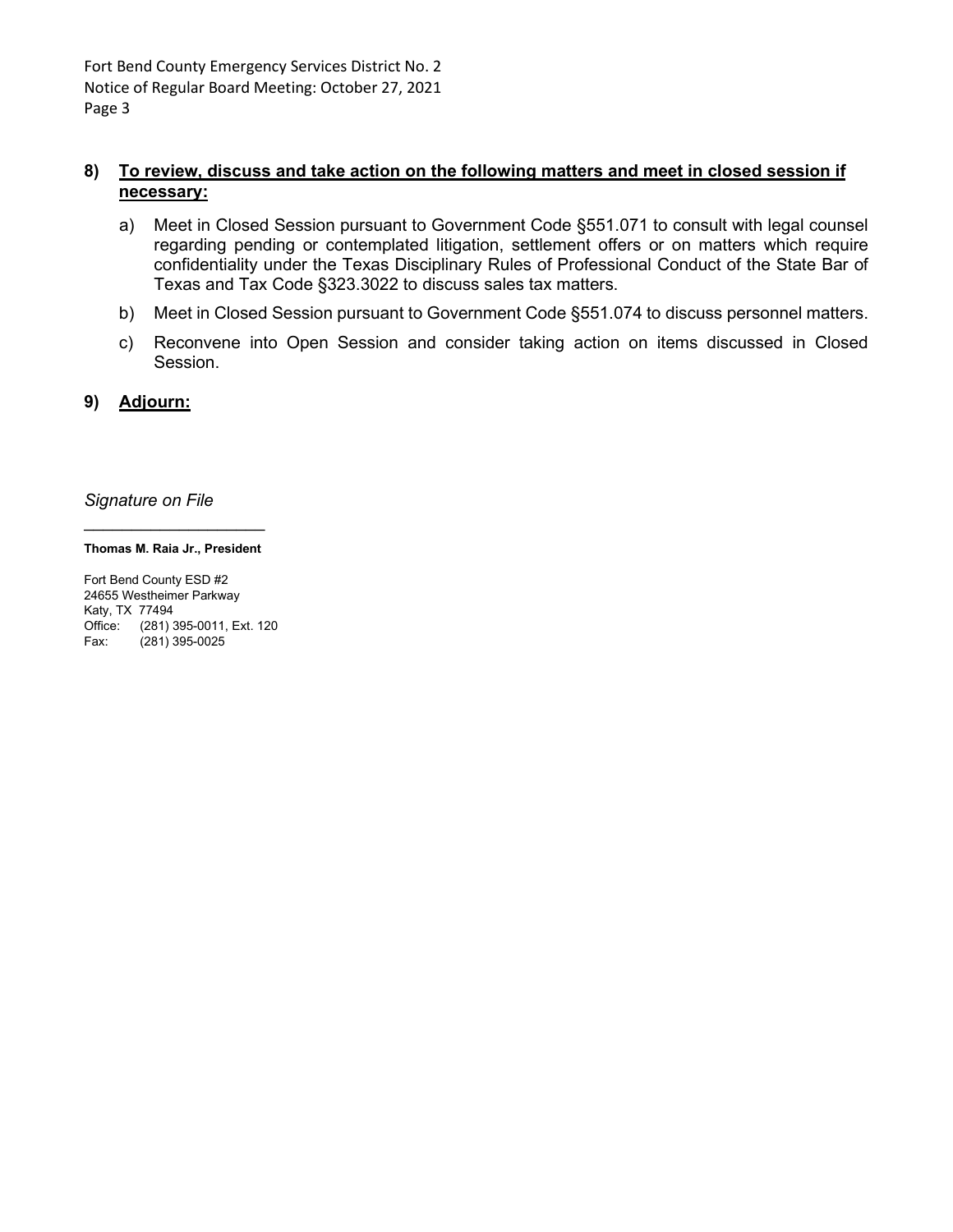**8) <u>To review, discuss and take action on the following matters and meet in closed session if necessary:</u>**

a) Meet in Closed Session pursuant to Government Code §551.071 to consult with legal counsel regarding pending or contemplated litigation, settlement offers or on matters which require confidentiality under the Texas Disciplinary Rules of Professional Conduct of the State Bar of Texas and Tax Code §323.3022 to discuss sales tax matters.

b) Meet in Closed Session pursuant to Government Code §551.074 to discuss personnel matters.

c) Reconvene into Open Session and consider taking action on items discussed in Closed Session.

**9) <u>Adjourn:</u>**

*Signature on File*

\_\_\_\_\_\_\_\_\_\_\_\_\_\_\_\_\_\_\_\_

**Thomas M. Raia Jr., President**

Fort Bend County ESD #2
24655 Westheimer Parkway
Katy, TX 77494
Office: (281) 395-0011, Ext. 120
Fax: (281) 395-0025